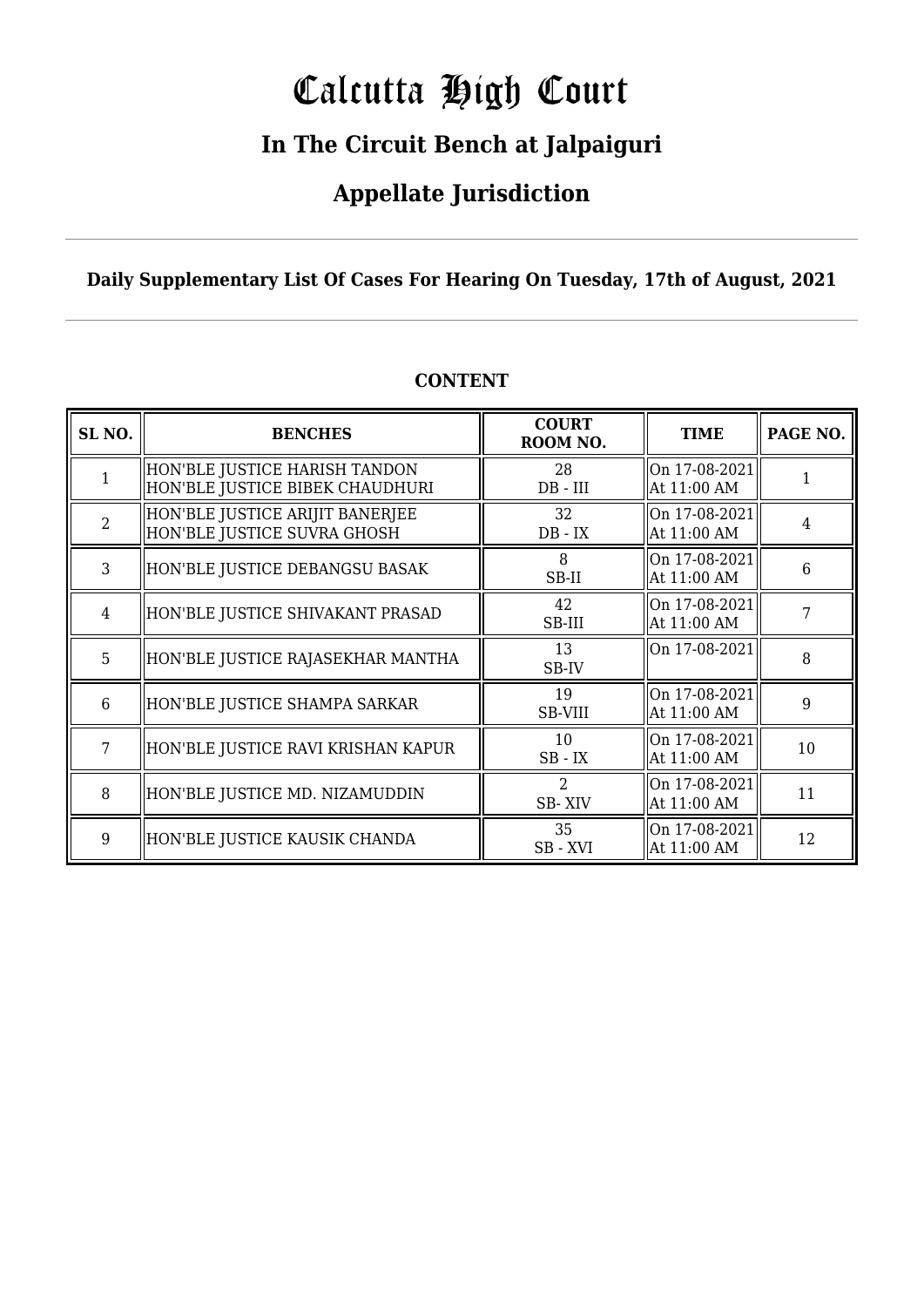# Calcutta High Court

## In The Circuit Bench at Jalpaiguri

## Appellate Jurisdiction

**Daily Supplementary List Of Cases For Hearing On Tuesday, 17th of August, 2021**

### CONTENT

| SL NO. | BENCHES | COURT ROOM NO. | TIME | PAGE NO. |
|---|---|---|---|---|
| 1 | HON'BLE JUSTICE HARISH TANDON<br>HON'BLE JUSTICE BIBEK CHAUDHURI | 28<br>DB - III | On 17-08-2021<br>At 11:00 AM | 1 |
| 2 | HON'BLE JUSTICE ARIJIT BANERJEE<br>HON'BLE JUSTICE SUVRA GHOSH | 32<br>DB - IX | On 17-08-2021<br>At 11:00 AM | 4 |
| 3 | HON'BLE JUSTICE DEBANGSU BASAK | 8<br>SB-II | On 17-08-2021<br>At 11:00 AM | 6 |
| 4 | HON'BLE JUSTICE SHIVAKANT PRASAD | 42<br>SB-III | On 17-08-2021<br>At 11:00 AM | 7 |
| 5 | HON'BLE JUSTICE RAJASEKHAR MANTHA | 13<br>SB-IV | On 17-08-2021 | 8 |
| 6 | HON'BLE JUSTICE SHAMPA SARKAR | 19<br>SB-VIII | On 17-08-2021<br>At 11:00 AM | 9 |
| 7 | HON'BLE JUSTICE RAVI KRISHAN KAPUR | 10<br>SB - IX | On 17-08-2021<br>At 11:00 AM | 10 |
| 8 | HON'BLE JUSTICE MD. NIZAMUDDIN | 2<br>SB- XIV | On 17-08-2021<br>At 11:00 AM | 11 |
| 9 | HON'BLE JUSTICE KAUSIK CHANDA | 35<br>SB - XVI | On 17-08-2021<br>At 11:00 AM | 12 |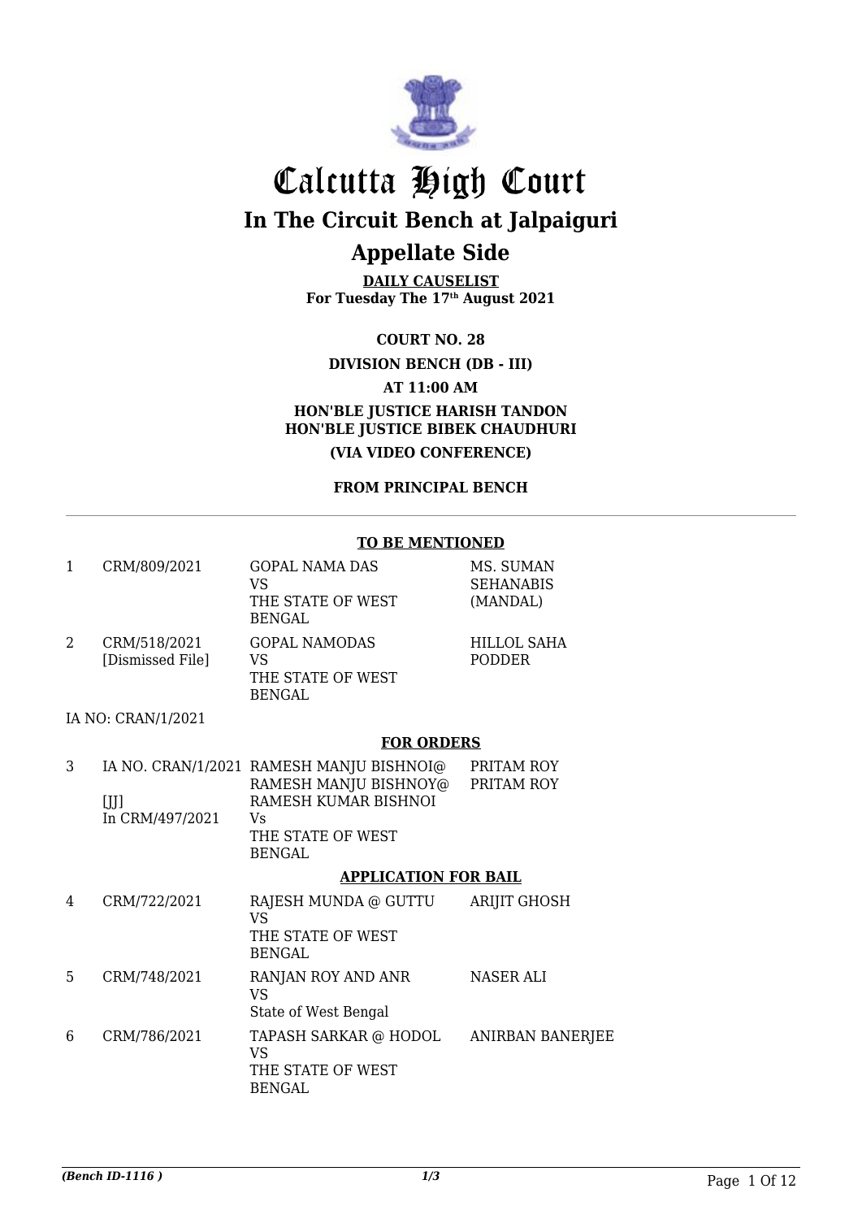# Calcutta High Court

## In The Circuit Bench at Jalpaiguri

## Appellate Side

**DAILY CAUSELIST**
**For Tuesday The 17th August 2021**

**COURT NO. 28**

**DIVISION BENCH (DB - III)**

**AT 11:00 AM**

**HON'BLE JUSTICE HARISH TANDON**
**HON'BLE JUSTICE BIBEK CHAUDHURI**

**(VIA VIDEO CONFERENCE)**

**FROM PRINCIPAL BENCH**

**TO BE MENTIONED**

| | | | |
|---|---|---|---|
| 1 | CRM/809/2021 | GOPAL NAMA DAS VS THE STATE OF WEST BENGAL | MS. SUMAN SEHANABIS (MANDAL) |
| 2 | CRM/518/2021 [Dismissed File] | GOPAL NAMODAS VS THE STATE OF WEST BENGAL | HILLOL SAHA PODDER |

IA NO: CRAN/1/2021

**FOR ORDERS**

| | | | |
|---|---|---|---|
| 3 | IA NO. CRAN/1/2021 [JJ] In CRM/497/2021 | RAMESH MANJU BISHNOI@ RAMESH MANJU BISHNOY@ RAMESH KUMAR BISHNOI Vs THE STATE OF WEST BENGAL | PRITAM ROY PRITAM ROY |

**APPLICATION FOR BAIL**

| | | | |
|---|---|---|---|
| 4 | CRM/722/2021 | RAJESH MUNDA @ GUTTU VS THE STATE OF WEST BENGAL | ARIJIT GHOSH |
| 5 | CRM/748/2021 | RANJAN ROY AND ANR VS State of West Bengal | NASER ALI |
| 6 | CRM/786/2021 | TAPASH SARKAR @ HODOL VS THE STATE OF WEST BENGAL | ANIRBAN BANERJEE |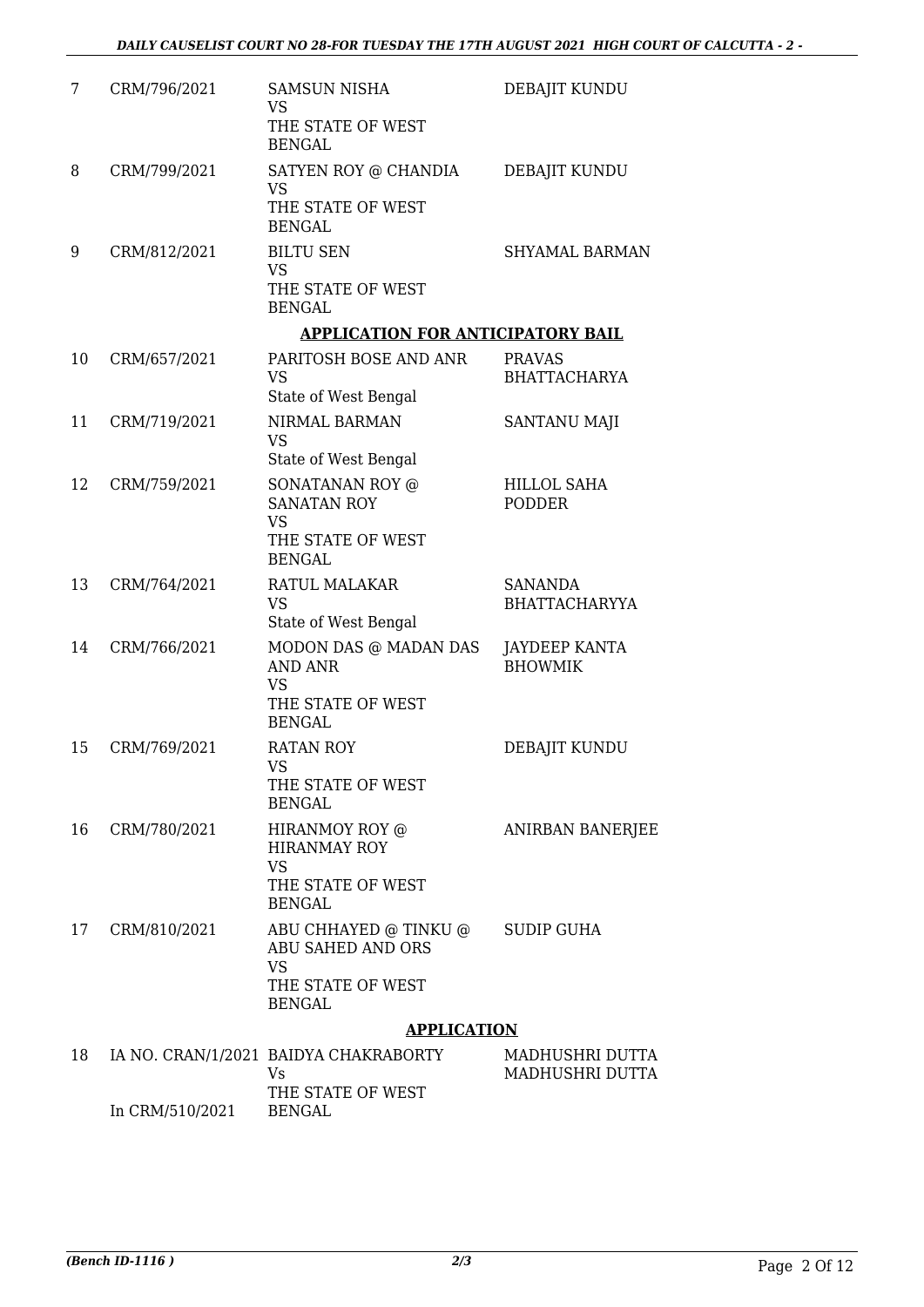| | | | |
|---|---|---|---|
| 7 | CRM/796/2021 | SAMSUN NISHA<br>VS<br>THE STATE OF WEST BENGAL | DEBAJIT KUNDU |
| 8 | CRM/799/2021 | SATYEN ROY @ CHANDIA<br>VS<br>THE STATE OF WEST BENGAL | DEBAJIT KUNDU |
| 9 | CRM/812/2021 | BILTU SEN<br>VS<br>THE STATE OF WEST BENGAL | SHYAMAL BARMAN |

**APPLICATION FOR ANTICIPATORY BAIL**

| | | | |
|---|---|---|---|
| 10 | CRM/657/2021 | PARITOSH BOSE AND ANR<br>VS<br>State of West Bengal | PRAVAS BHATTACHARYA |
| 11 | CRM/719/2021 | NIRMAL BARMAN<br>VS<br>State of West Bengal | SANTANU MAJI |
| 12 | CRM/759/2021 | SONATANAN ROY @ SANATAN ROY<br>VS<br>THE STATE OF WEST BENGAL | HILLOL SAHA PODDER |
| 13 | CRM/764/2021 | RATUL MALAKAR<br>VS<br>State of West Bengal | SANANDA BHATTACHARYYA |
| 14 | CRM/766/2021 | MODON DAS @ MADAN DAS AND ANR<br>VS<br>THE STATE OF WEST BENGAL | JAYDEEP KANTA BHOWMIK |
| 15 | CRM/769/2021 | RATAN ROY<br>VS<br>THE STATE OF WEST BENGAL | DEBAJIT KUNDU |
| 16 | CRM/780/2021 | HIRANMOY ROY @ HIRANMAY ROY<br>VS<br>THE STATE OF WEST BENGAL | ANIRBAN BANERJEE |
| 17 | CRM/810/2021 | ABU CHHAYED @ TINKU @ ABU SAHED AND ORS<br>VS<br>THE STATE OF WEST BENGAL | SUDIP GUHA |

**APPLICATION**

| | | | |
|---|---|---|---|
| 18 | IA NO. CRAN/1/2021<br>In CRM/510/2021 | BAIDYA CHAKRABORTY<br>Vs<br>THE STATE OF WEST BENGAL | MADHUSHRI DUTTA<br>MADHUSHRI DUTTA |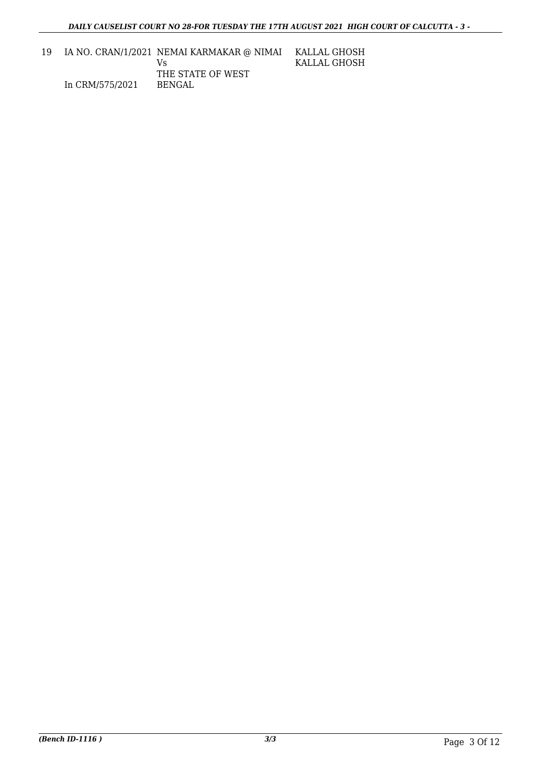| | | | |
|---|---|---|---|
| 19 | IA NO. CRAN/1/2021<br>In CRM/575/2021 | NEMAI KARMAKAR @ NIMAI<br>Vs<br>THE STATE OF WEST BENGAL | KALLAL GHOSH<br>KALLAL GHOSH |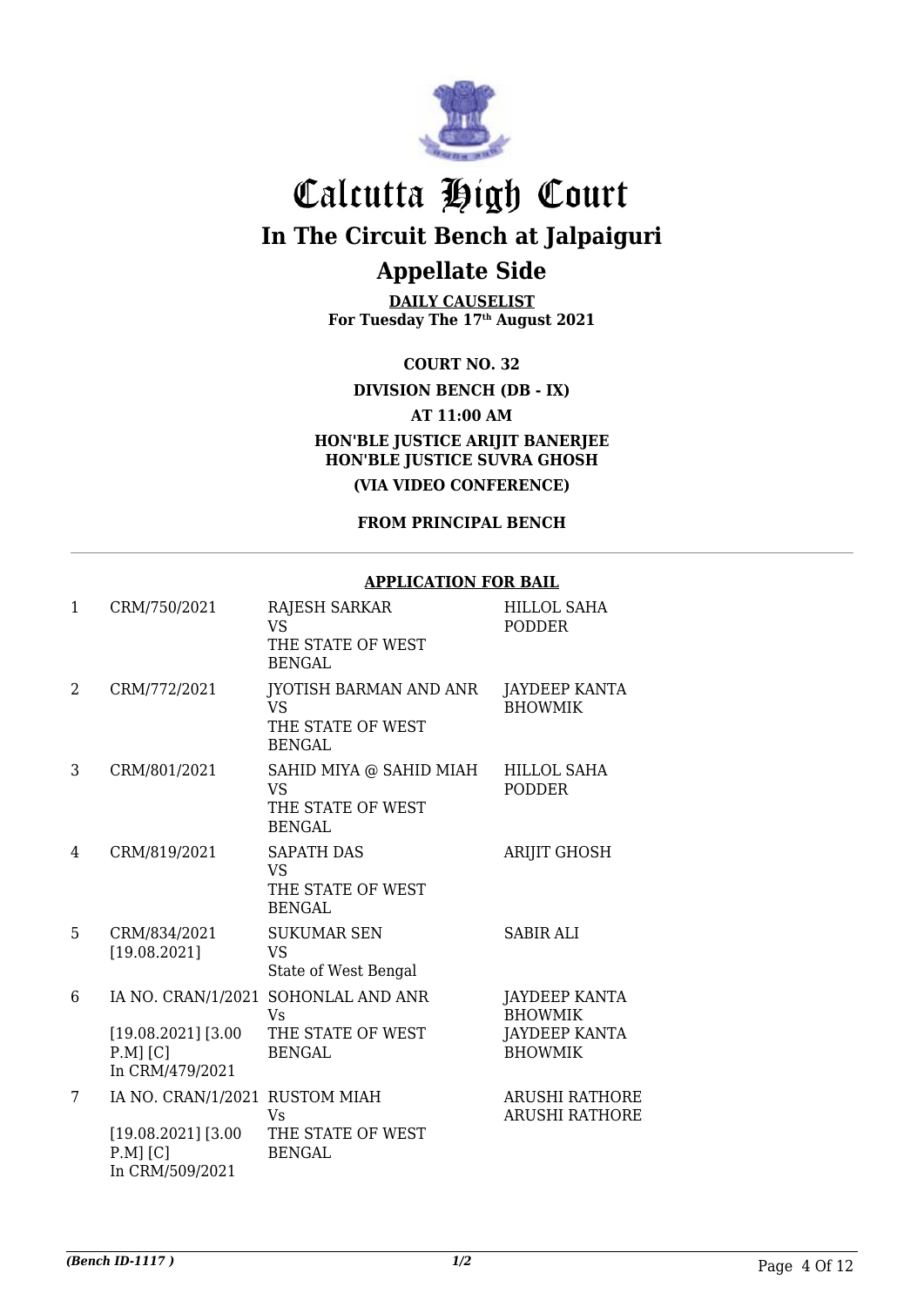# Calcutta High Court

## In The Circuit Bench at Jalpaiguri

## Appellate Side

**DAILY CAUSELIST**
**For Tuesday The 17th August 2021**

**COURT NO. 32**

**DIVISION BENCH (DB - IX)**

**AT 11:00 AM**

**HON'BLE JUSTICE ARIJIT BANERJEE**
**HON'BLE JUSTICE SUVRA GHOSH**

**(VIA VIDEO CONFERENCE)**

**FROM PRINCIPAL BENCH**

**APPLICATION FOR BAIL**

| | | | |
|---|---|---|---|
| 1 | CRM/750/2021 | RAJESH SARKAR<br>VS<br>THE STATE OF WEST BENGAL | HILLOL SAHA PODDER |
| 2 | CRM/772/2021 | JYOTISH BARMAN AND ANR<br>VS<br>THE STATE OF WEST BENGAL | JAYDEEP KANTA BHOWMIK |
| 3 | CRM/801/2021 | SAHID MIYA @ SAHID MIAH<br>VS<br>THE STATE OF WEST BENGAL | HILLOL SAHA PODDER |
| 4 | CRM/819/2021 | SAPATH DAS<br>VS<br>THE STATE OF WEST BENGAL | ARIJIT GHOSH |
| 5 | CRM/834/2021<br>[19.08.2021] | SUKUMAR SEN<br>VS<br>State of West Bengal | SABIR ALI |
| 6 | IA NO. CRAN/1/2021<br>[19.08.2021] [3.00 P.M] [C]<br>In CRM/479/2021 | SOHONLAL AND ANR<br>Vs<br>THE STATE OF WEST BENGAL | JAYDEEP KANTA BHOWMIK<br>JAYDEEP KANTA BHOWMIK |
| 7 | IA NO. CRAN/1/2021<br>[19.08.2021] [3.00 P.M] [C]<br>In CRM/509/2021 | RUSTOM MIAH<br>Vs<br>THE STATE OF WEST BENGAL | ARUSHI RATHORE<br>ARUSHI RATHORE |

*(Bench ID-1117 )* 1/2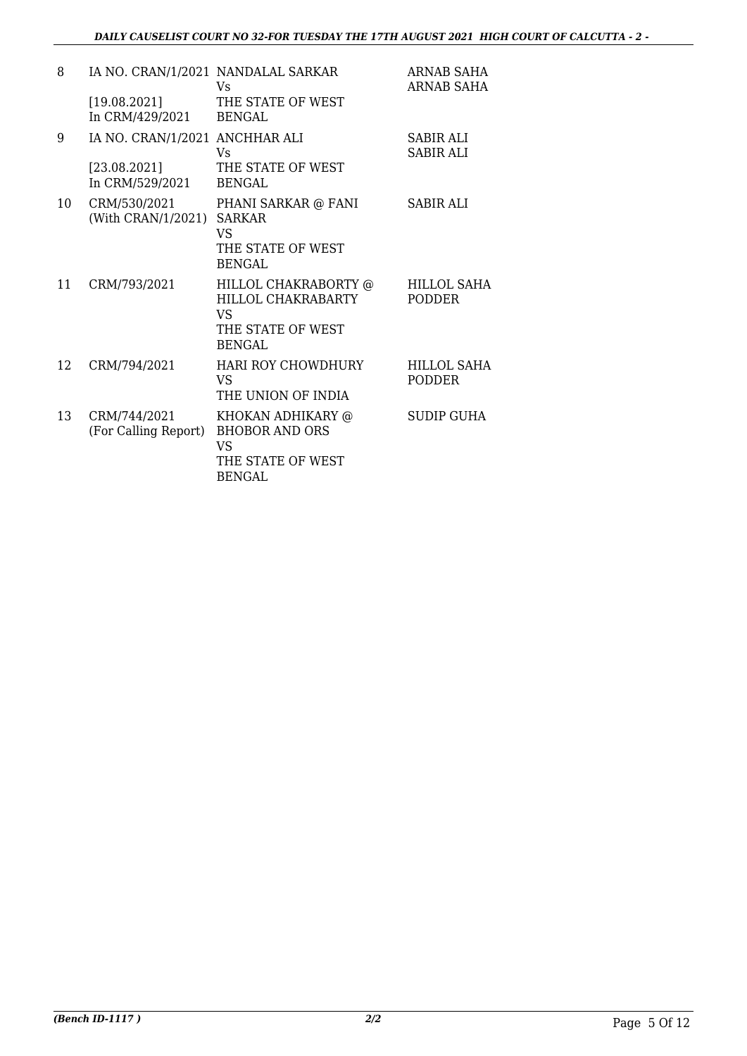| | | | |
|---|---|---|---|
| 8 | IA NO. CRAN/1/2021 [19.08.2021] In CRM/429/2021 | NANDALAL SARKAR Vs THE STATE OF WEST BENGAL | ARNAB SAHA ARNAB SAHA |
| 9 | IA NO. CRAN/1/2021 [23.08.2021] In CRM/529/2021 | ANCHHAR ALI Vs THE STATE OF WEST BENGAL | SABIR ALI SABIR ALI |
| 10 | CRM/530/2021 (With CRAN/1/2021) | PHANI SARKAR @ FANI SARKAR VS THE STATE OF WEST BENGAL | SABIR ALI |
| 11 | CRM/793/2021 | HILLOL CHAKRABORTY @ HILLOL CHAKRABARTY VS THE STATE OF WEST BENGAL | HILLOL SAHA PODDER |
| 12 | CRM/794/2021 | HARI ROY CHOWDHURY VS THE UNION OF INDIA | HILLOL SAHA PODDER |
| 13 | CRM/744/2021 (For Calling Report) | KHOKAN ADHIKARY @ BHOBOR AND ORS VS THE STATE OF WEST BENGAL | SUDIP GUHA |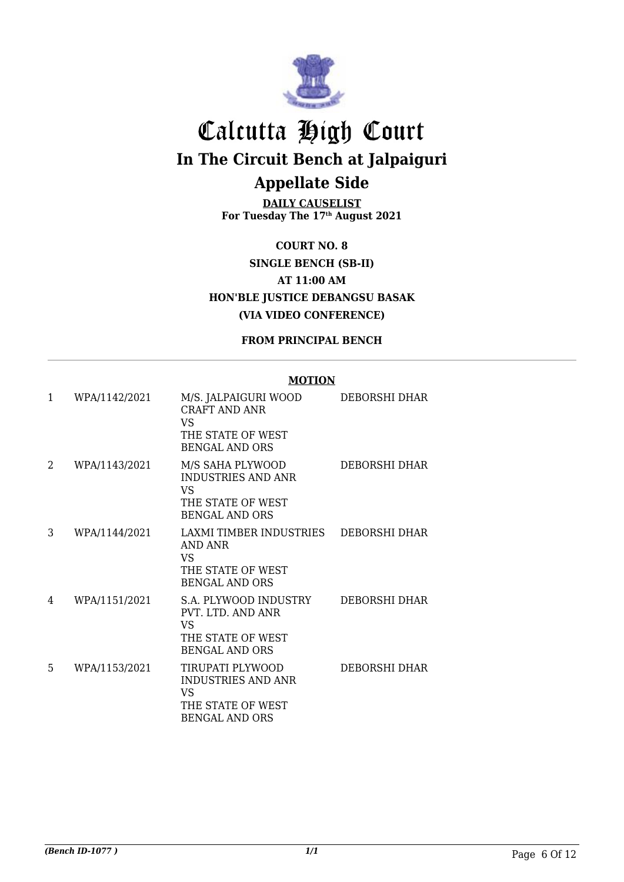# Calcutta High Court

## In The Circuit Bench at Jalpaiguri

## Appellate Side

**DAILY CAUSELIST**
**For Tuesday The 17th August 2021**

**COURT NO. 8**

**SINGLE BENCH (SB-II)**

**AT 11:00 AM**

**HON'BLE JUSTICE DEBANGSU BASAK**

**(VIA VIDEO CONFERENCE)**

**FROM PRINCIPAL BENCH**

**MOTION**

| | | | |
|---|---|---|---|
| 1 | WPA/1142/2021 | M/S. JALPAIGURI WOOD CRAFT AND ANR<br>VS<br>THE STATE OF WEST BENGAL AND ORS | DEBORSHI DHAR |
| 2 | WPA/1143/2021 | M/S SAHA PLYWOOD INDUSTRIES AND ANR<br>VS<br>THE STATE OF WEST BENGAL AND ORS | DEBORSHI DHAR |
| 3 | WPA/1144/2021 | LAXMI TIMBER INDUSTRIES AND ANR<br>VS<br>THE STATE OF WEST BENGAL AND ORS | DEBORSHI DHAR |
| 4 | WPA/1151/2021 | S.A. PLYWOOD INDUSTRY PVT. LTD. AND ANR<br>VS<br>THE STATE OF WEST BENGAL AND ORS | DEBORSHI DHAR |
| 5 | WPA/1153/2021 | TIRUPATI PLYWOOD INDUSTRIES AND ANR<br>VS<br>THE STATE OF WEST BENGAL AND ORS | DEBORSHI DHAR |

*(Bench ID-1077 )* 1/1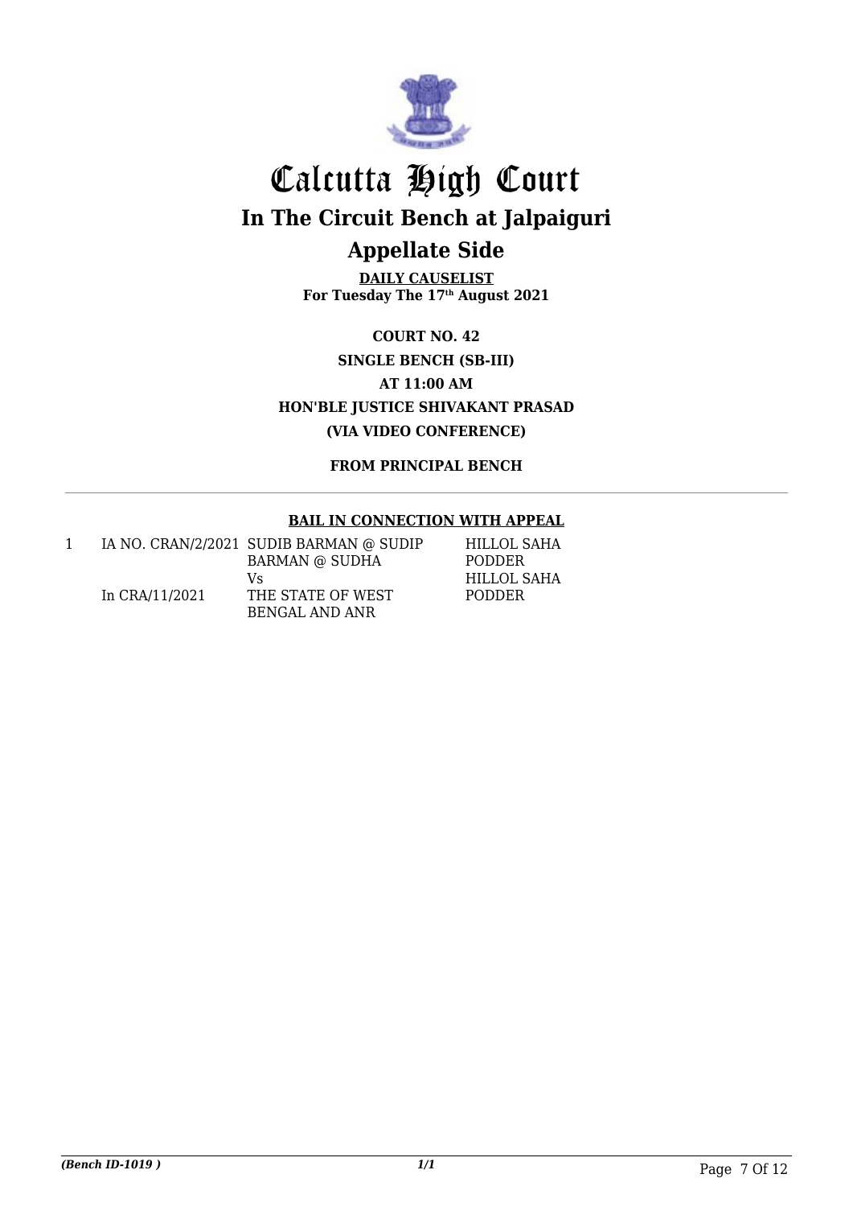# Calcutta High Court

## In The Circuit Bench at Jalpaiguri

## Appellate Side

**DAILY CAUSELIST**
**For Tuesday The 17th August 2021**

**COURT NO. 42**
**SINGLE BENCH (SB-III)**
**AT 11:00 AM**
**HON'BLE JUSTICE SHIVAKANT PRASAD**
**(VIA VIDEO CONFERENCE)**

**FROM PRINCIPAL BENCH**

**BAIL IN CONNECTION WITH APPEAL**

| | | | |
|---|---|---|---|
| 1 | IA NO. CRAN/2/2021<br><br>In CRA/11/2021 | SUDIB BARMAN @ SUDIP BARMAN @ SUDHA<br>Vs<br>THE STATE OF WEST BENGAL AND ANR | HILLOL SAHA PODDER<br>HILLOL SAHA PODDER |

*(Bench ID-1019 )* 1/1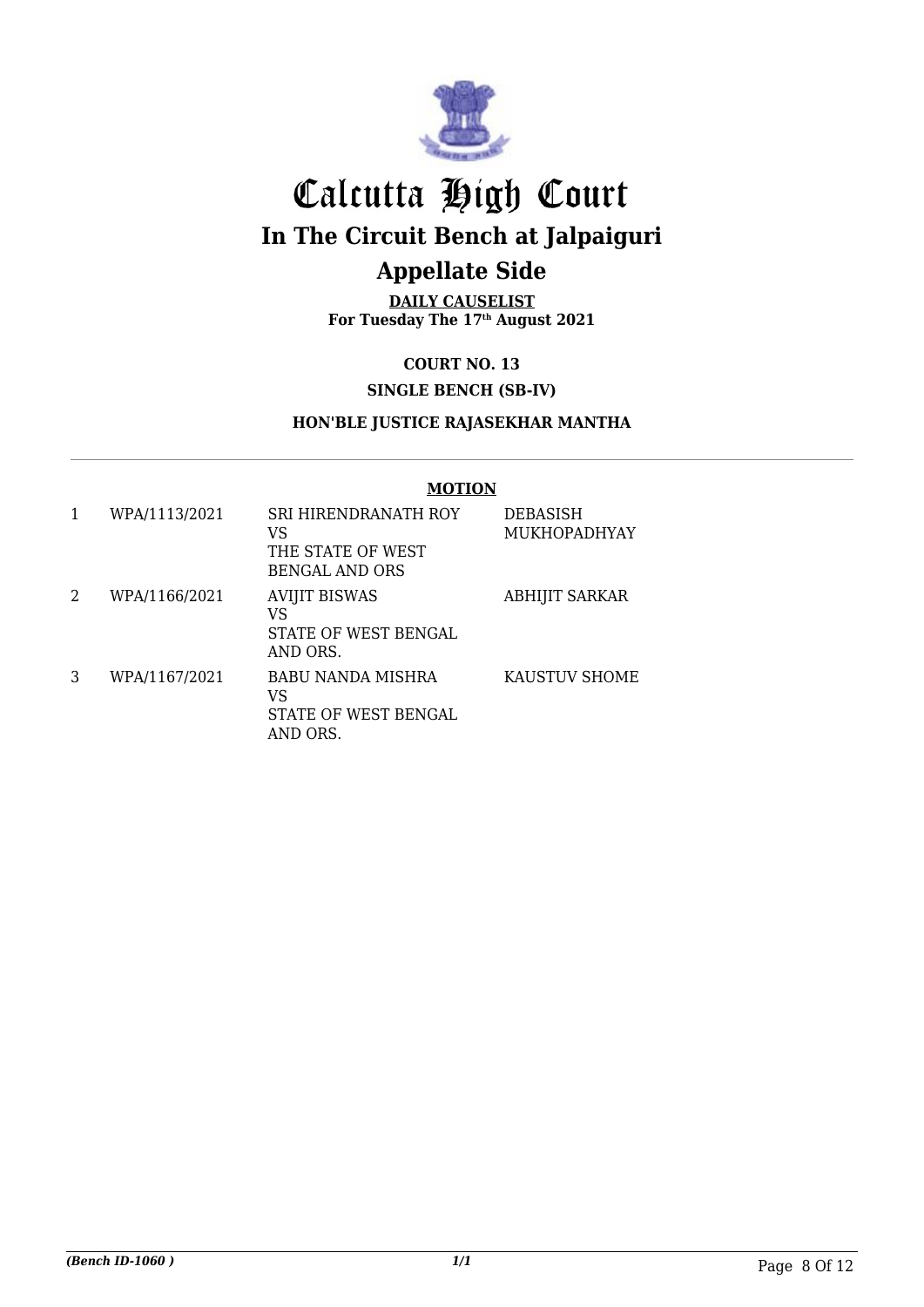# Calcutta High Court

## In The Circuit Bench at Jalpaiguri

## Appellate Side

**DAILY CAUSELIST**
**For Tuesday The 17th August 2021**

**COURT NO. 13**

**SINGLE BENCH (SB-IV)**

**HON'BLE JUSTICE RAJASEKHAR MANTHA**

**MOTION**

| | | | |
|---|---|---|---|
| 1 | WPA/1113/2021 | SRI HIRENDRANATH ROY<br>VS<br>THE STATE OF WEST BENGAL AND ORS | DEBASISH MUKHOPADHYAY |
| 2 | WPA/1166/2021 | AVIJIT BISWAS<br>VS<br>STATE OF WEST BENGAL AND ORS. | ABHIJIT SARKAR |
| 3 | WPA/1167/2021 | BABU NANDA MISHRA<br>VS<br>STATE OF WEST BENGAL AND ORS. | KAUSTUV SHOME |

*(Bench ID-1060 )* *1/1*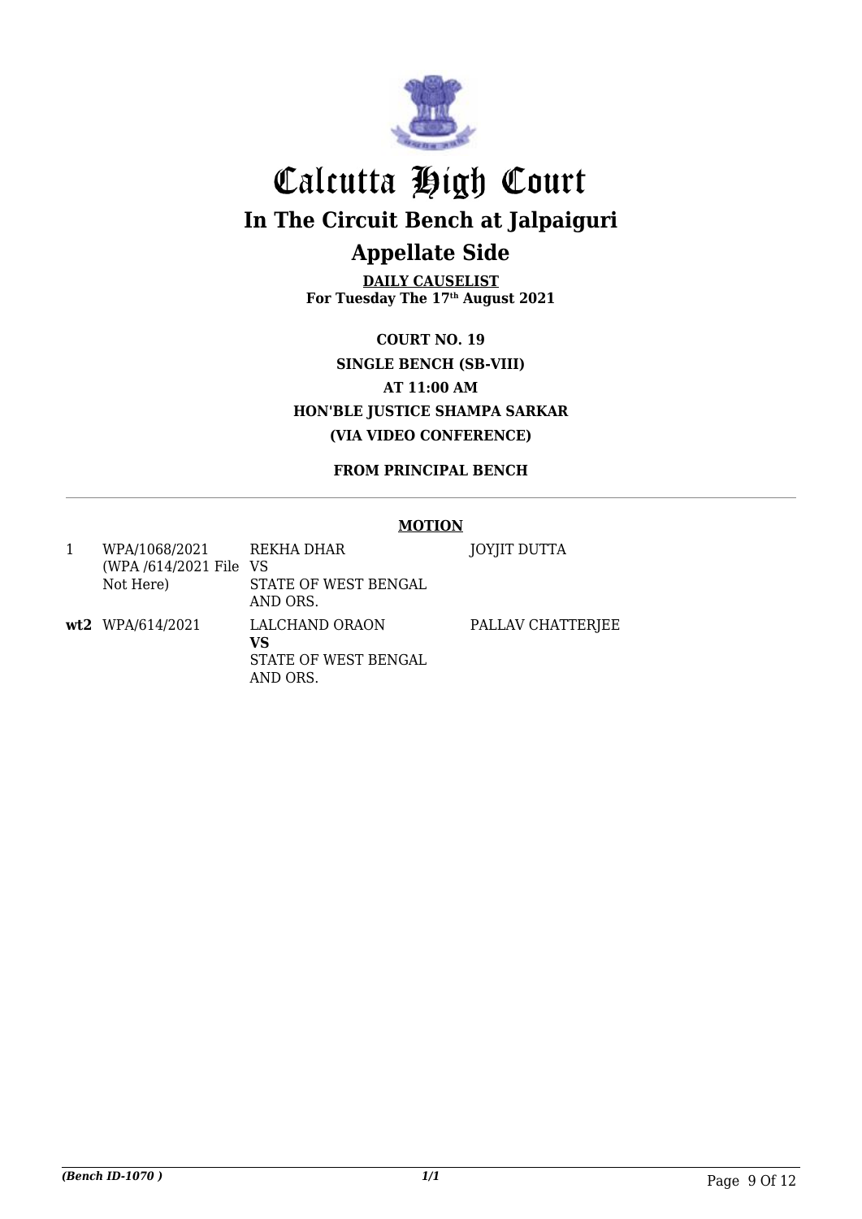# Calcutta High Court

## In The Circuit Bench at Jalpaiguri

## Appellate Side

**DAILY CAUSELIST**
**For Tuesday The 17th August 2021**

**COURT NO. 19**
**SINGLE BENCH (SB-VIII)**
**AT 11:00 AM**
**HON'BLE JUSTICE SHAMPA SARKAR**
**(VIA VIDEO CONFERENCE)**

**FROM PRINCIPAL BENCH**

**MOTION**

| | | | |
|---|---|---|---|
| 1 | WPA/1068/2021 (WPA /614/2021 File Not Here) | REKHA DHAR VS STATE OF WEST BENGAL AND ORS. | JOYJIT DUTTA |
| **wt2** | WPA/614/2021 | LALCHAND ORAON **VS** STATE OF WEST BENGAL AND ORS. | PALLAV CHATTERJEE |

*(Bench ID-1070 )*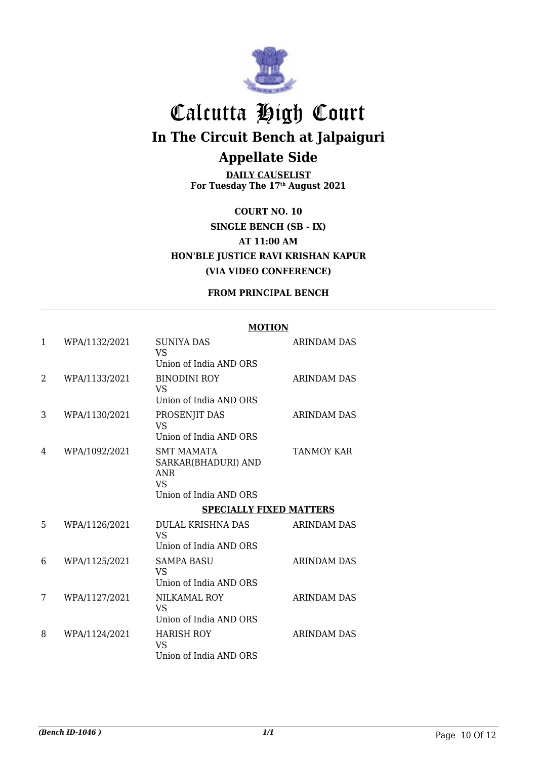# Calcutta High Court
## In The Circuit Bench at Jalpaiguri
## Appellate Side

**DAILY CAUSELIST**
**For Tuesday The 17th August 2021**

**COURT NO. 10**
**SINGLE BENCH (SB - IX)**
**AT 11:00 AM**
**HON'BLE JUSTICE RAVI KRISHAN KAPUR**
**(VIA VIDEO CONFERENCE)**

**FROM PRINCIPAL BENCH**

**MOTION**

| | | | |
|---|---|---|---|
| 1 | WPA/1132/2021 | SUNIYA DAS<br>VS<br>Union of India AND ORS | ARINDAM DAS |
| 2 | WPA/1133/2021 | BINODINI ROY<br>VS<br>Union of India AND ORS | ARINDAM DAS |
| 3 | WPA/1130/2021 | PROSENJIT DAS<br>VS<br>Union of India AND ORS | ARINDAM DAS |
| 4 | WPA/1092/2021 | SMT MAMATA SARKAR(BHADURI) AND ANR<br>VS<br>Union of India AND ORS | TANMOY KAR |

**SPECIALLY FIXED MATTERS**

| | | | |
|---|---|---|---|
| 5 | WPA/1126/2021 | DULAL KRISHNA DAS<br>VS<br>Union of India AND ORS | ARINDAM DAS |
| 6 | WPA/1125/2021 | SAMPA BASU<br>VS<br>Union of India AND ORS | ARINDAM DAS |
| 7 | WPA/1127/2021 | NILKAMAL ROY<br>VS<br>Union of India AND ORS | ARINDAM DAS |
| 8 | WPA/1124/2021 | HARISH ROY<br>VS<br>Union of India AND ORS | ARINDAM DAS |

*(Bench ID-1046 )*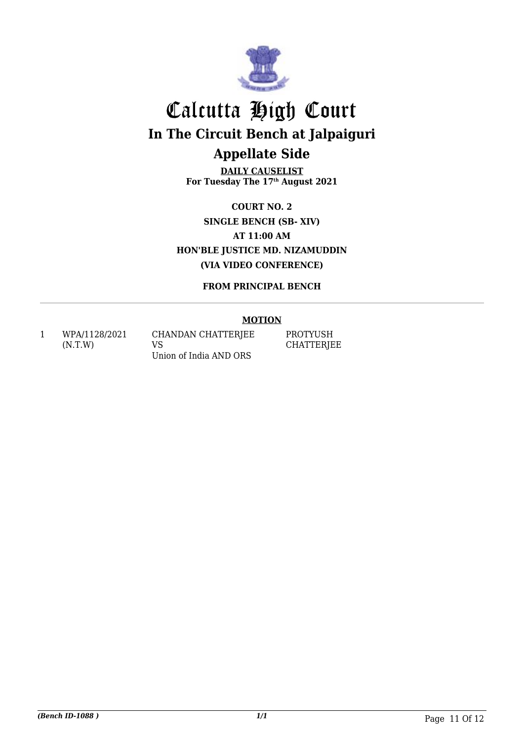# Calcutta High Court

## In The Circuit Bench at Jalpaiguri

## Appellate Side

**DAILY CAUSELIST**
**For Tuesday The 17th August 2021**

**COURT NO. 2**
**SINGLE BENCH (SB- XIV)**
**AT 11:00 AM**
**HON'BLE JUSTICE MD. NIZAMUDDIN**
**(VIA VIDEO CONFERENCE)**

**FROM PRINCIPAL BENCH**

---

**MOTION**

| | | | |
|---|---|---|---|
| 1 | WPA/1128/2021 (N.T.W) | CHANDAN CHATTERJEE VS Union of India AND ORS | PROTYUSH CHATTERJEE |

*(Bench ID-1088 )*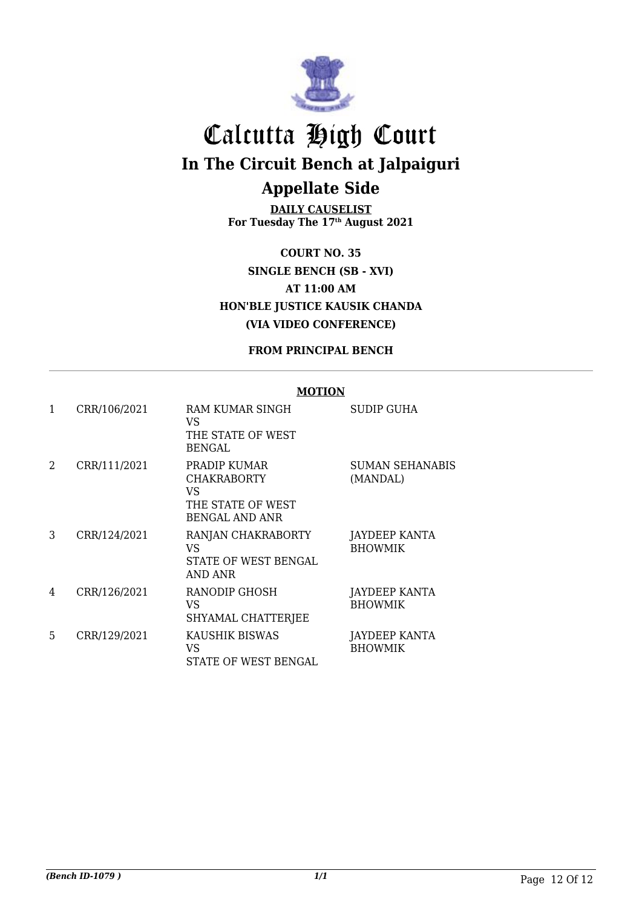# Calcutta High Court

## In The Circuit Bench at Jalpaiguri

## Appellate Side

**DAILY CAUSELIST**
**For Tuesday The 17th August 2021**

**COURT NO. 35**
**SINGLE BENCH (SB - XVI)**
**AT 11:00 AM**
**HON'BLE JUSTICE KAUSIK CHANDA**
**(VIA VIDEO CONFERENCE)**

**FROM PRINCIPAL BENCH**

**MOTION**

| | | | |
|---|---|---|---|
| 1 | CRR/106/2021 | RAM KUMAR SINGH VS THE STATE OF WEST BENGAL | SUDIP GUHA |
| 2 | CRR/111/2021 | PRADIP KUMAR CHAKRABORTY VS THE STATE OF WEST BENGAL AND ANR | SUMAN SEHANABIS (MANDAL) |
| 3 | CRR/124/2021 | RANJAN CHAKRABORTY VS STATE OF WEST BENGAL AND ANR | JAYDEEP KANTA BHOWMIK |
| 4 | CRR/126/2021 | RANODIP GHOSH VS SHYAMAL CHATTERJEE | JAYDEEP KANTA BHOWMIK |
| 5 | CRR/129/2021 | KAUSHIK BISWAS VS STATE OF WEST BENGAL | JAYDEEP KANTA BHOWMIK |

*(Bench ID-1079 )*